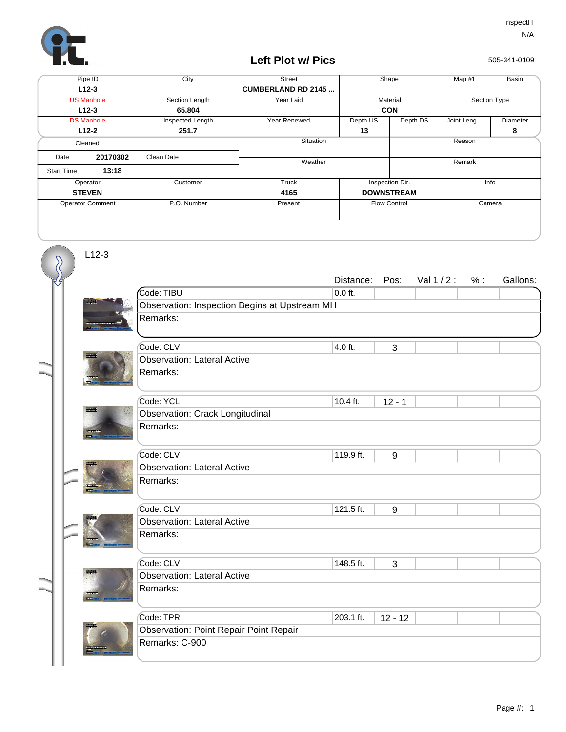InspectIT
N/A

# Left Plot w/ Pics

505-341-0109

| Pipe ID | City | Street | Shape | | Map #1 | Basin |
|---|---|---|---|---|---|---|
| **L12-3** | | **CUMBERLAND RD 2145 ...** | | | | |
| US Manhole | Section Length | Year Laid | Material | | Section Type | |
| **L12-3** | **65.804** | | **CON** | | | |
| DS Manhole | Inspected Length | Year Renewed | Depth US | Depth DS | Joint Leng... | Diameter |
| **L12-2** | **251.7** | | **13** | | | **8** |

| Cleaned | | Situation | Reason |
|---|---|---|---|
| Date **20170302** | Clean Date | Weather | Remark |
| Start Time **13:18** | | | |

| Operator | Customer | Truck | Inspection Dir. | Info |
|---|---|---|---|---|
| **STEVEN** | | **4165** | **DOWNSTREAM** | |
| Operator Comment | P.O. Number | Present | Flow Control | Camera |

L12-3

| Code | Observation | Remarks | Distance: | Pos: | Val 1 / 2 : | % : | Gallons: |
|---|---|---|---|---|---|---|---|
| TIBU | Inspection Begins at Upstream MH | | 0.0 ft. | | | | |
| CLV | Lateral Active | | 4.0 ft. | 3 | | | |
| YCL | Crack Longitudinal | | 10.4 ft. | 12 - 1 | | | |
| CLV | Lateral Active | | 119.9 ft. | 9 | | | |
| CLV | Lateral Active | | 121.5 ft. | 9 | | | |
| CLV | Lateral Active | | 148.5 ft. | 3 | | | |
| TPR | Point Repair Point Repair | C-900 | 203.1 ft. | 12 - 12 | | | |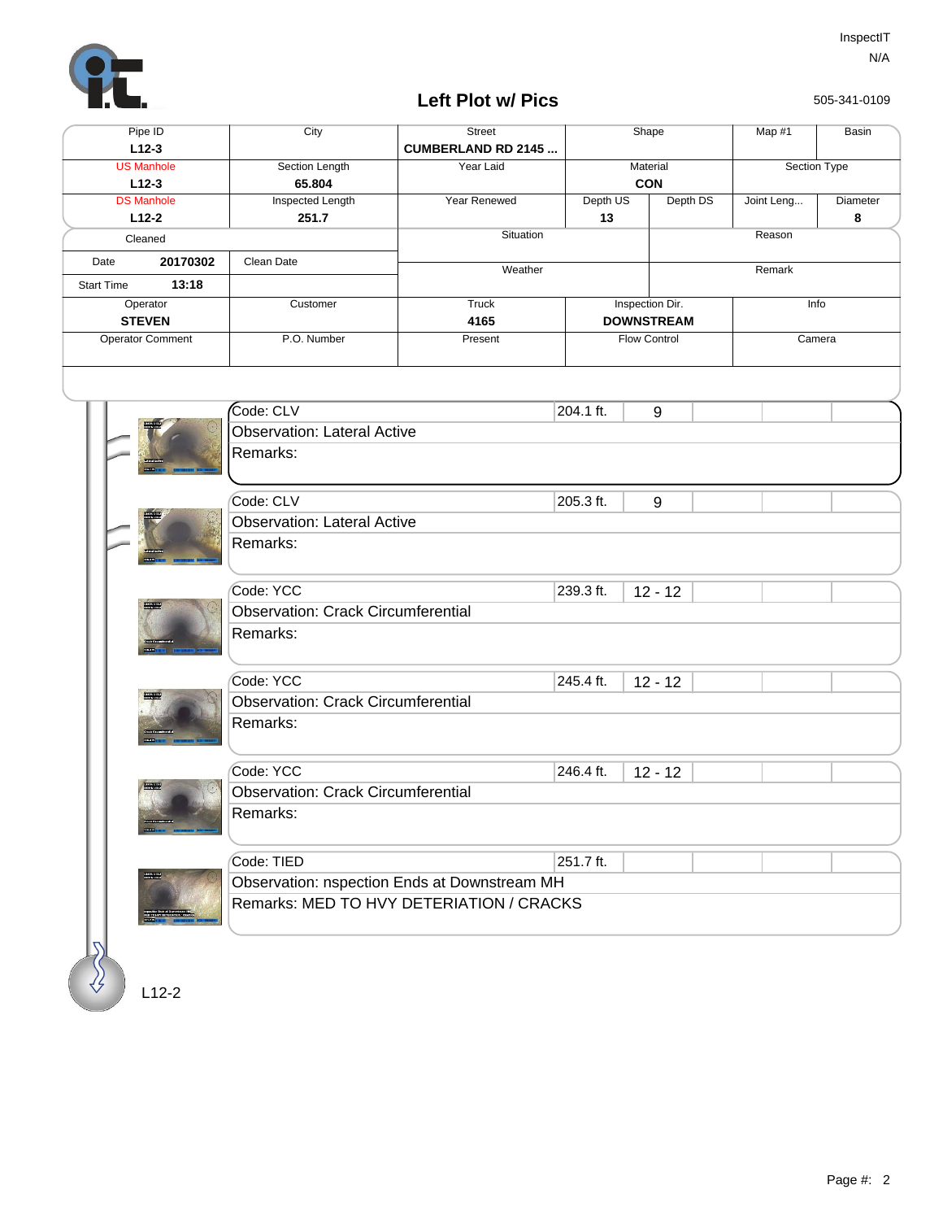InspectIT
N/A

## Left Plot w/ Pics

505-341-0109

| Pipe ID | City | Street | Shape | | Map #1 | Basin |
|---|---|---|---|---|---|---|
| L12-3 | | CUMBERLAND RD 2145 ... | | | | |
| US Manhole | Section Length | Year Laid | Material | | Section Type | |
| L12-3 | 65.804 | | CON | | | |
| DS Manhole | Inspected Length | Year Renewed | Depth US | Depth DS | Joint Leng... | Diameter |
| L12-2 | 251.7 | | 13 | | | 8 |

| Cleaned | | Situation | Reason |
|---|---|---|---|
| Date 20170302 | Clean Date | Weather | Remark |
| Start Time 13:18 | | | |

| Operator | Customer | Truck | Inspection Dir. | Info |
|---|---|---|---|---|
| STEVEN | | 4165 | DOWNSTREAM | |
| Operator Comment | P.O. Number | Present | Flow Control | Camera |

| Code | Distance | Clock | Observation | Remarks |
|---|---|---|---|---|
| CLV | 204.1 ft. | 9 | Lateral Active | |
| CLV | 205.3 ft. | 9 | Lateral Active | |
| YCC | 239.3 ft. | 12 - 12 | Crack Circumferential | |
| YCC | 245.4 ft. | 12 - 12 | Crack Circumferential | |
| YCC | 246.4 ft. | 12 - 12 | Crack Circumferential | |
| TIED | 251.7 ft. | | nspection Ends at Downstream MH | MED TO HVY DETERIATION / CRACKS |

L12-2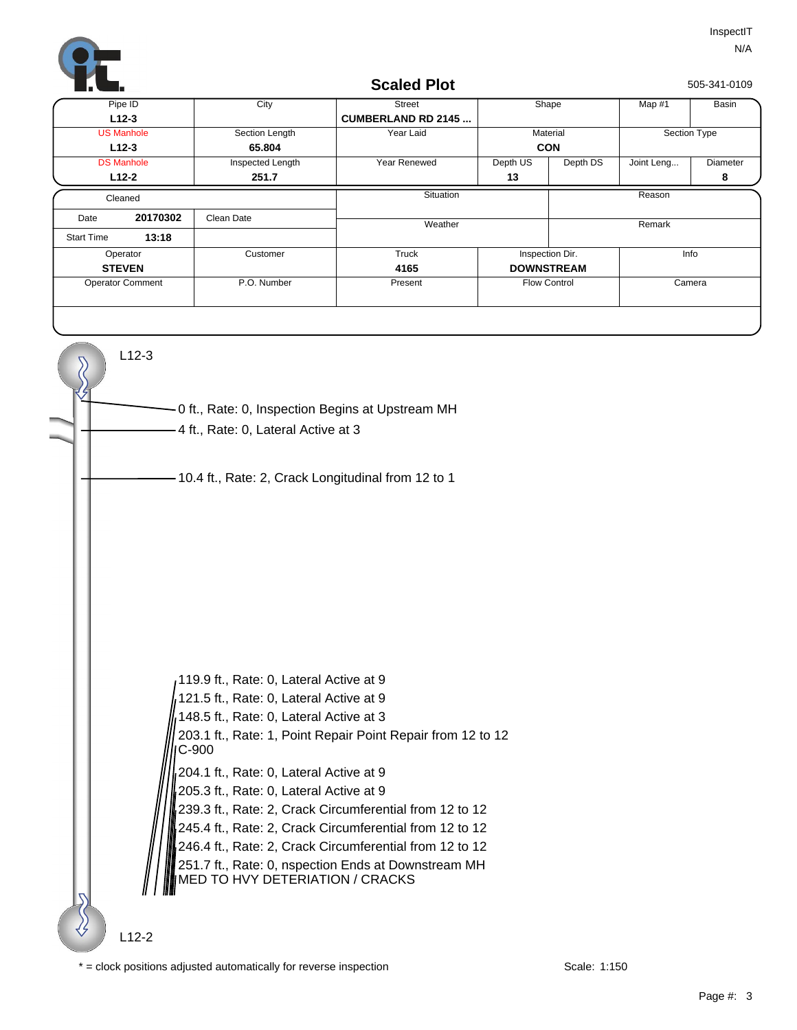InspectIT
N/A

# Scaled Plot

505-341-0109

| Pipe ID | City | Street | Shape | | Map #1 | Basin |
|---|---|---|---|---|---|---|
| **L12-3** | | **CUMBERLAND RD 2145 ...** | | | | |
| US Manhole | Section Length | Year Laid | Material | | Section Type | |
| **L12-3** | **65.804** | | **CON** | | | |
| DS Manhole | Inspected Length | Year Renewed | Depth US | Depth DS | Joint Leng... | Diameter |
| **L12-2** | **251.7** | | **13** | | | **8** |

| Cleaned | | | Situation | | Reason |
|---|---|---|---|---|---|
| Date **20170302** | Clean Date | | Weather | | Remark |
| Start Time **13:18** | | | | | |
| Operator | Customer | Truck | Inspection Dir. | | Info |
| **STEVEN** | | **4165** | **DOWNSTREAM** | | |
| Operator Comment | P.O. Number | Present | Flow Control | | Camera |

L12-3

0 ft., Rate: 0, Inspection Begins at Upstream MH
4 ft., Rate: 0, Lateral Active at 3
10.4 ft., Rate: 2, Crack Longitudinal from 12 to 1
119.9 ft., Rate: 0, Lateral Active at 9
121.5 ft., Rate: 0, Lateral Active at 9
148.5 ft., Rate: 0, Lateral Active at 3
203.1 ft., Rate: 1, Point Repair Point Repair from 12 to 12
C-900
204.1 ft., Rate: 0, Lateral Active at 9
205.3 ft., Rate: 0, Lateral Active at 9
239.3 ft., Rate: 2, Crack Circumferential from 12 to 12
245.4 ft., Rate: 2, Crack Circumferential from 12 to 12
246.4 ft., Rate: 2, Crack Circumferential from 12 to 12
251.7 ft., Rate: 0, nspection Ends at Downstream MH
MED TO HVY DETERIATION / CRACKS

L12-2

* = clock positions adjusted automatically for reverse inspection

Scale: 1:150